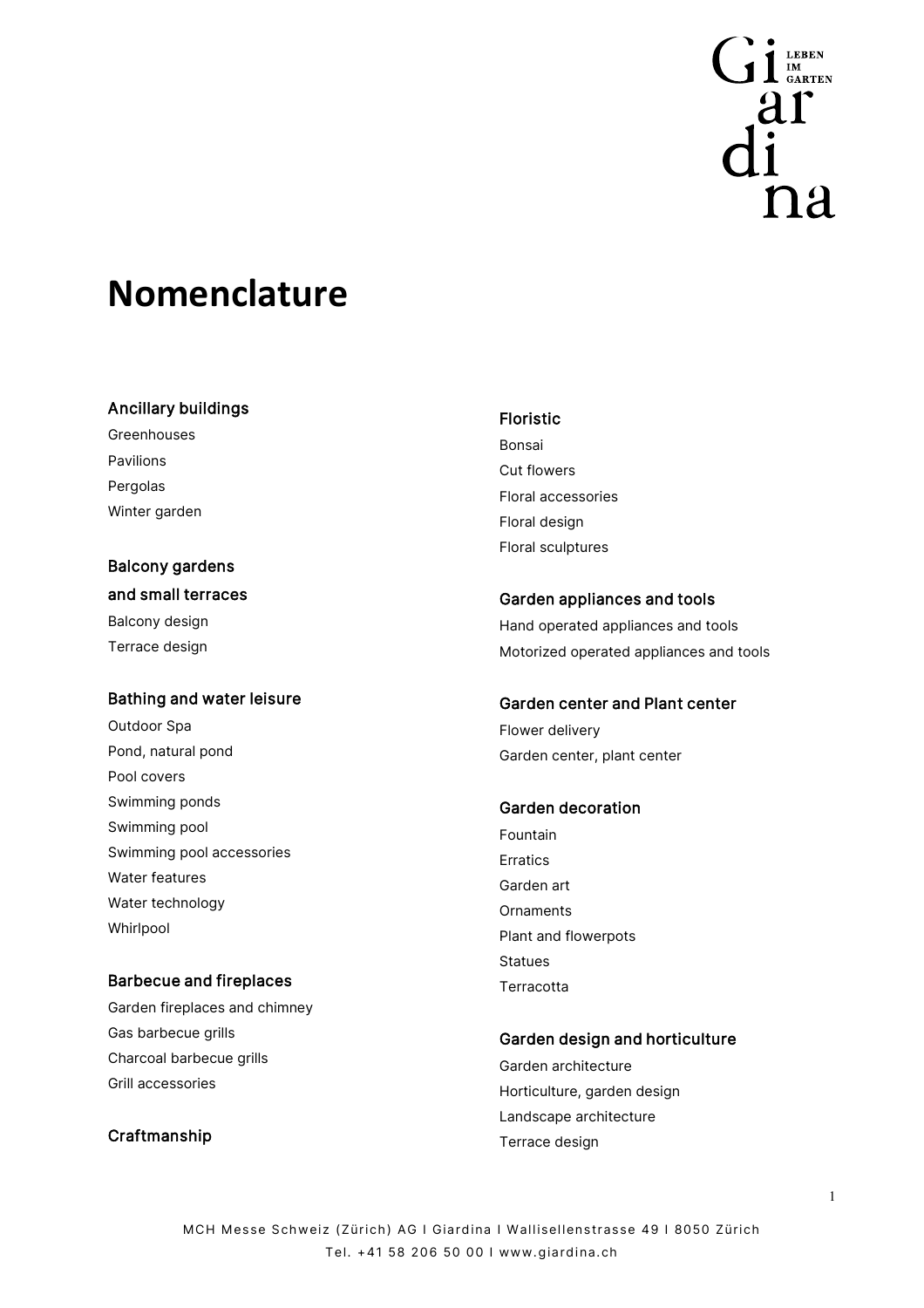# Nomenclature

## Ancillary buildings

Greenhouses
Pavilions
Pergolas
Winter garden

## Balcony gardens and small terraces

Balcony design
Terrace design

## Bathing and water leisure

Outdoor Spa
Pond, natural pond
Pool covers
Swimming ponds
Swimming pool
Swimming pool accessories
Water features
Water technology
Whirlpool

## Barbecue and fireplaces

Garden fireplaces and chimney
Gas barbecue grills
Charcoal barbecue grills
Grill accessories

## Craftmanship

## Floristic

Bonsai
Cut flowers
Floral accessories
Floral design
Floral sculptures

## Garden appliances and tools

Hand operated appliances and tools
Motorized operated appliances and tools

## Garden center and Plant center

Flower delivery
Garden center, plant center

## Garden decoration

Fountain
Erratics
Garden art
Ornaments
Plant and flowerpots
Statues
Terracotta

## Garden design and horticulture

Garden architecture
Horticulture, garden design
Landscape architecture
Terrace design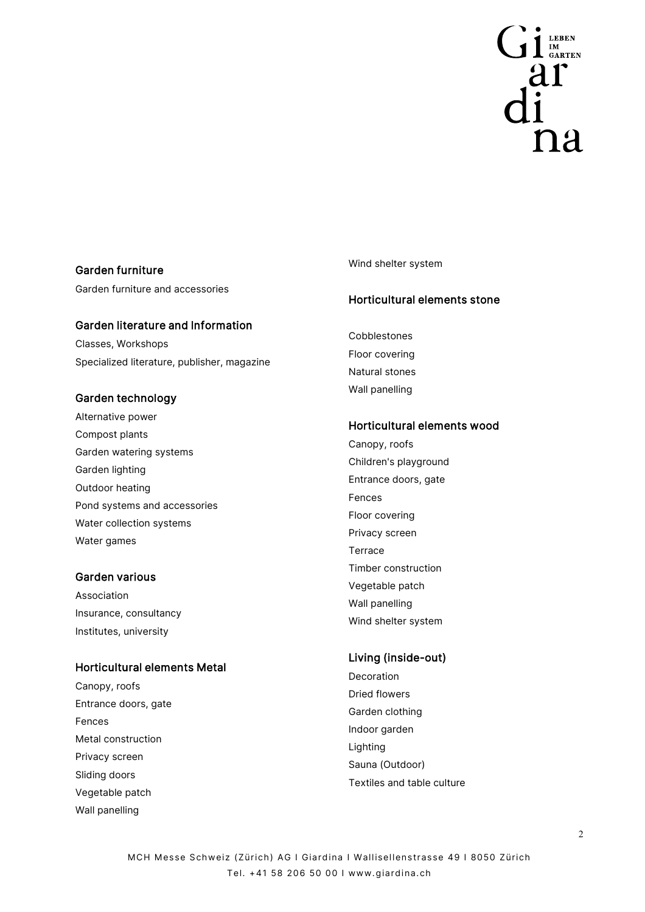## Garden furniture

Garden furniture and accessories

## Garden literature and Information

Classes, Workshops

Specialized literature, publisher, magazine

## Garden technology

Alternative power

Compost plants

Garden watering systems

Garden lighting

Outdoor heating

Pond systems and accessories

Water collection systems

Water games

## Garden various

Association

Insurance, consultancy

Institutes, university

## Horticultural elements Metal

Canopy, roofs

Entrance doors, gate

Fences

Metal construction

Privacy screen

Sliding doors

Vegetable patch

Wall panelling

Wind shelter system

## Horticultural elements stone

Cobblestones

Floor covering

Natural stones

Wall panelling

## Horticultural elements wood

Canopy, roofs

Children's playground

Entrance doors, gate

Fences

Floor covering

Privacy screen

Terrace

Timber construction

Vegetable patch

Wall panelling

Wind shelter system

## Living (inside-out)

Decoration

Dried flowers

Garden clothing

Indoor garden

Lighting

Sauna (Outdoor)

Textiles and table culture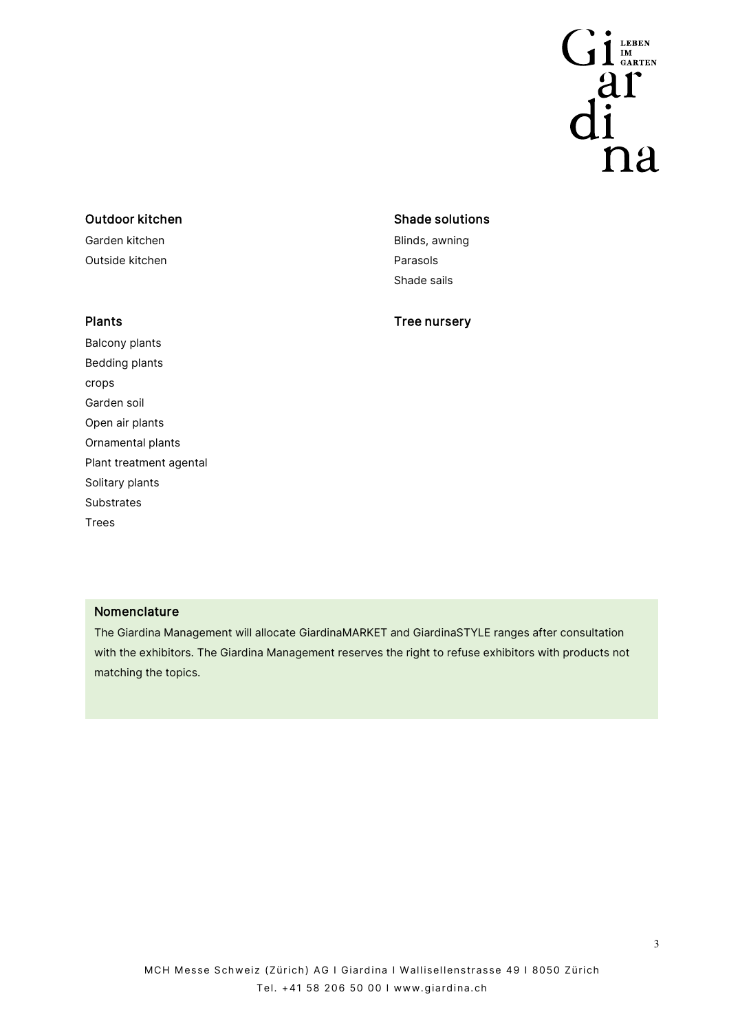### Outdoor kitchen

Garden kitchen
Outside kitchen

### Shade solutions

Blinds, awning
Parasols
Shade sails

### Plants

Balcony plants
Bedding plants
crops
Garden soil
Open air plants
Ornamental plants
Plant treatment agental
Solitary plants
Substrates
Trees

### Tree nursery

### Nomenclature

The Giardina Management will allocate GiardinaMARKET and GiardinaSTYLE ranges after consultation with the exhibitors. The Giardina Management reserves the right to refuse exhibitors with products not matching the topics.